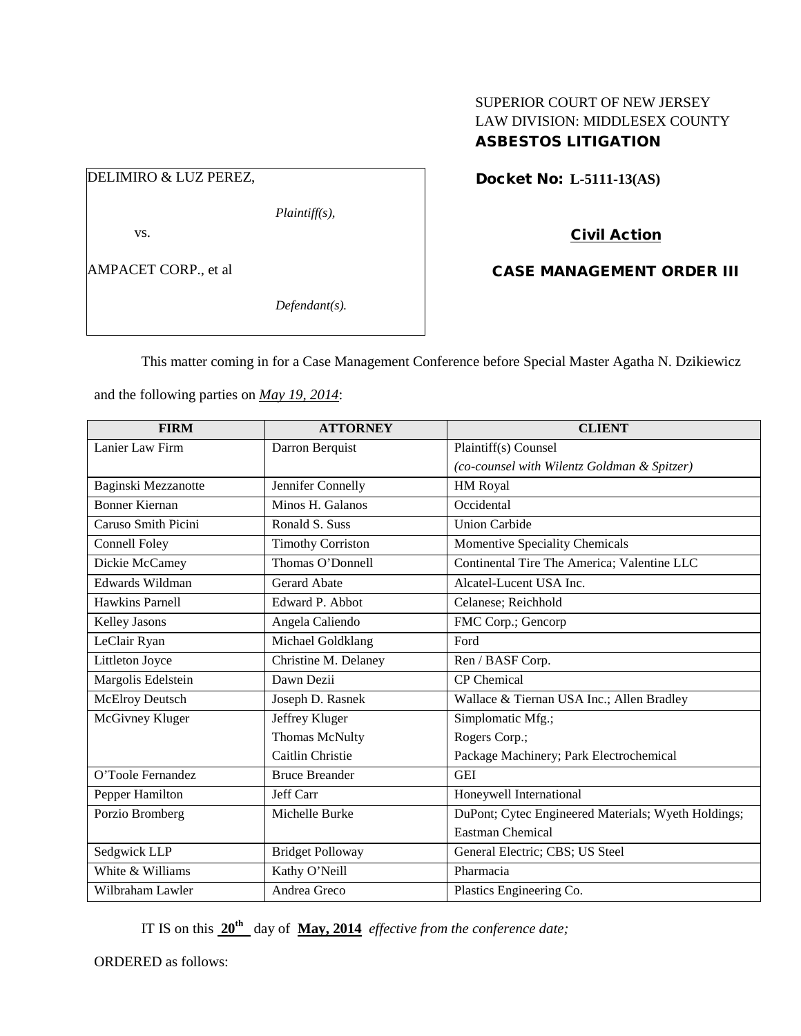SUPERIOR COURT OF NEW JERSEY
LAW DIVISION: MIDDLESEX COUNTY
**ASBESTOS LITIGATION**

DELIMIRO & LUZ PEREZ,

*Plaintiff(s),*

vs.

AMPACET CORP., et al

*Defendant(s).*

**Docket No: L-5111-13(AS)**

**Civil Action**

**CASE MANAGEMENT ORDER III**

This matter coming in for a Case Management Conference before Special Master Agatha N. Dzikiewicz and the following parties on *May 19, 2014*:

| FIRM | ATTORNEY | CLIENT |
|---|---|---|
| Lanier Law Firm | Darron Berquist | Plaintiff(s) Counsel *(co-counsel with Wilentz Goldman & Spitzer)* |
| Baginski Mezzanotte | Jennifer Connelly | HM Royal |
| Bonner Kiernan | Minos H. Galanos | Occidental |
| Caruso Smith Picini | Ronald S. Suss | Union Carbide |
| Connell Foley | Timothy Corriston | Momentive Speciality Chemicals |
| Dickie McCamey | Thomas O'Donnell | Continental Tire The America; Valentine LLC |
| Edwards Wildman | Gerard Abate | Alcatel-Lucent USA Inc. |
| Hawkins Parnell | Edward P. Abbot | Celanese; Reichhold |
| Kelley Jasons | Angela Caliendo | FMC Corp.; Gencorp |
| LeClair Ryan | Michael Goldklang | Ford |
| Littleton Joyce | Christine M. Delaney | Ren / BASF Corp. |
| Margolis Edelstein | Dawn Dezii | CP Chemical |
| McElroy Deutsch | Joseph D. Rasnek | Wallace & Tiernan USA Inc.; Allen Bradley |
| McGivney Kluger | Jeffrey Kluger<br>Thomas McNulty<br>Caitlin Christie | Simplomatic Mfg.;<br>Rogers Corp.;<br>Package Machinery; Park Electrochemical |
| O'Toole Fernandez | Bruce Breander | GEI |
| Pepper Hamilton | Jeff Carr | Honeywell International |
| Porzio Bromberg | Michelle Burke | DuPont; Cytec Engineered Materials; Wyeth Holdings; Eastman Chemical |
| Sedgwick LLP | Bridget Polloway | General Electric; CBS; US Steel |
| White & Williams | Kathy O'Neill | Pharmacia |
| Wilbraham Lawler | Andrea Greco | Plastics Engineering Co. |

IT IS on this **20th** day of **May, 2014** *effective from the conference date;*

ORDERED as follows: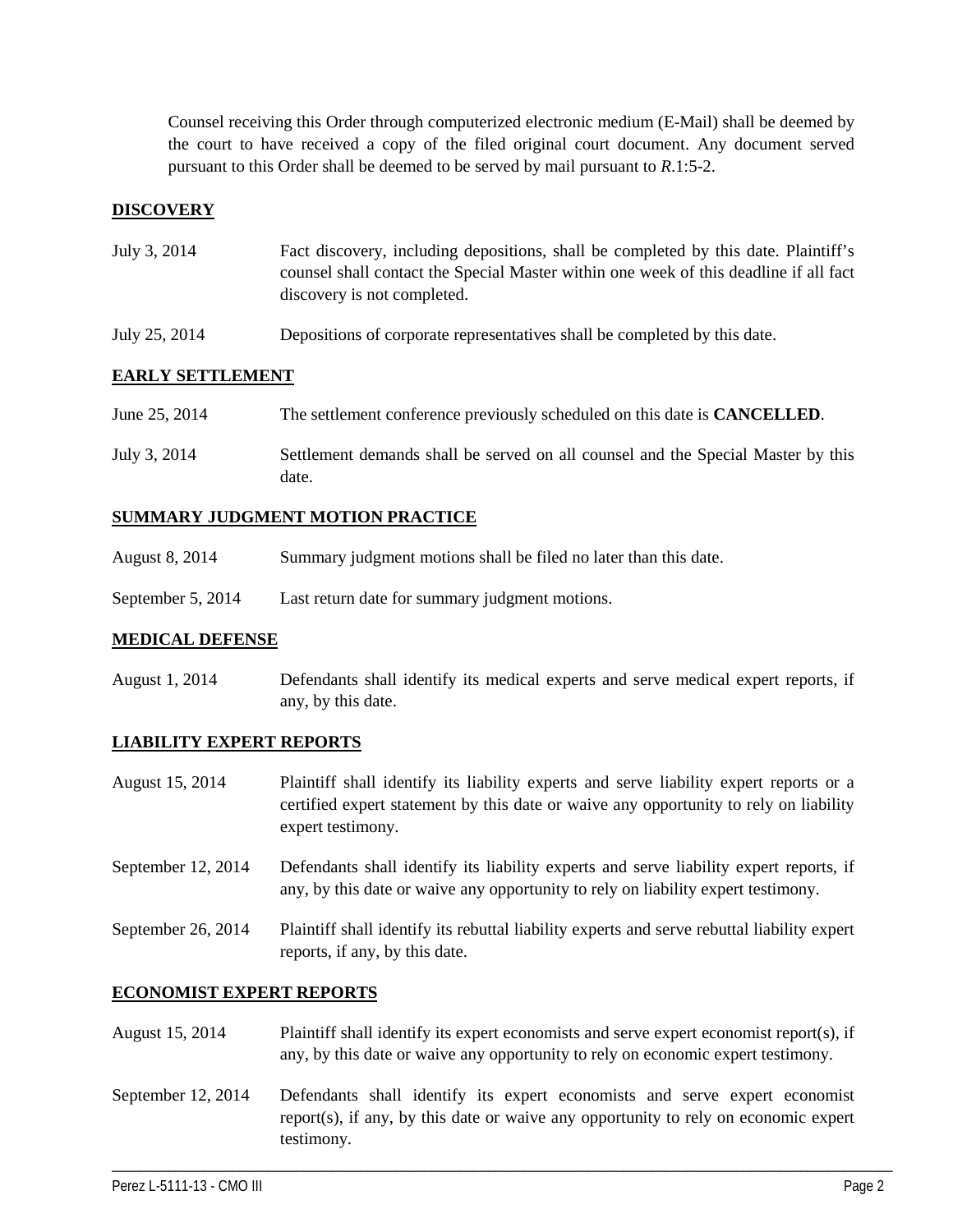Counsel receiving this Order through computerized electronic medium (E-Mail) shall be deemed by the court to have received a copy of the filed original court document. Any document served pursuant to this Order shall be deemed to be served by mail pursuant to *R*.1:5-2.

## DISCOVERY

| | |
|---|---|
| July 3, 2014 | Fact discovery, including depositions, shall be completed by this date. Plaintiff's counsel shall contact the Special Master within one week of this deadline if all fact discovery is not completed. |
| July 25, 2014 | Depositions of corporate representatives shall be completed by this date. |

## EARLY SETTLEMENT

| | |
|---|---|
| June 25, 2014 | The settlement conference previously scheduled on this date is **CANCELLED**. |
| July 3, 2014 | Settlement demands shall be served on all counsel and the Special Master by this date. |

## SUMMARY JUDGMENT MOTION PRACTICE

| | |
|---|---|
| August 8, 2014 | Summary judgment motions shall be filed no later than this date. |
| September 5, 2014 | Last return date for summary judgment motions. |

## MEDICAL DEFENSE

| | |
|---|---|
| August 1, 2014 | Defendants shall identify its medical experts and serve medical expert reports, if any, by this date. |

## LIABILITY EXPERT REPORTS

| | |
|---|---|
| August 15, 2014 | Plaintiff shall identify its liability experts and serve liability expert reports or a certified expert statement by this date or waive any opportunity to rely on liability expert testimony. |
| September 12, 2014 | Defendants shall identify its liability experts and serve liability expert reports, if any, by this date or waive any opportunity to rely on liability expert testimony. |
| September 26, 2014 | Plaintiff shall identify its rebuttal liability experts and serve rebuttal liability expert reports, if any, by this date. |

## ECONOMIST EXPERT REPORTS

| | |
|---|---|
| August 15, 2014 | Plaintiff shall identify its expert economists and serve expert economist report(s), if any, by this date or waive any opportunity to rely on economic expert testimony. |
| September 12, 2014 | Defendants shall identify its expert economists and serve expert economist report(s), if any, by this date or waive any opportunity to rely on economic expert testimony. |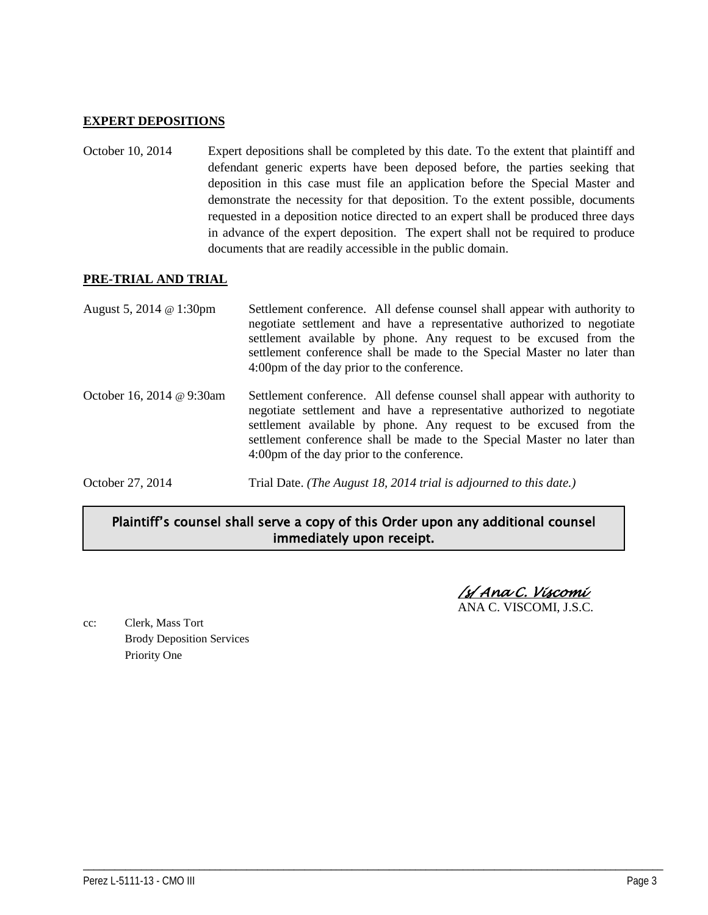**EXPERT DEPOSITIONS**

October 10, 2014 Expert depositions shall be completed by this date. To the extent that plaintiff and defendant generic experts have been deposed before, the parties seeking that deposition in this case must file an application before the Special Master and demonstrate the necessity for that deposition. To the extent possible, documents requested in a deposition notice directed to an expert shall be produced three days in advance of the expert deposition. The expert shall not be required to produce documents that are readily accessible in the public domain.

**PRE-TRIAL AND TRIAL**

August 5, 2014 @ 1:30pm Settlement conference. All defense counsel shall appear with authority to negotiate settlement and have a representative authorized to negotiate settlement available by phone. Any request to be excused from the settlement conference shall be made to the Special Master no later than 4:00pm of the day prior to the conference.

October 16, 2014 @ 9:30am Settlement conference. All defense counsel shall appear with authority to negotiate settlement and have a representative authorized to negotiate settlement available by phone. Any request to be excused from the settlement conference shall be made to the Special Master no later than 4:00pm of the day prior to the conference.

October 27, 2014 Trial Date. *(The August 18, 2014 trial is adjourned to this date.)*

**Plaintiff's counsel shall serve a copy of this Order upon any additional counsel immediately upon receipt.**

/s/ Ana C. Viscomi
ANA C. VISCOMI, J.S.C.

cc: Clerk, Mass Tort
Brody Deposition Services
Priority One